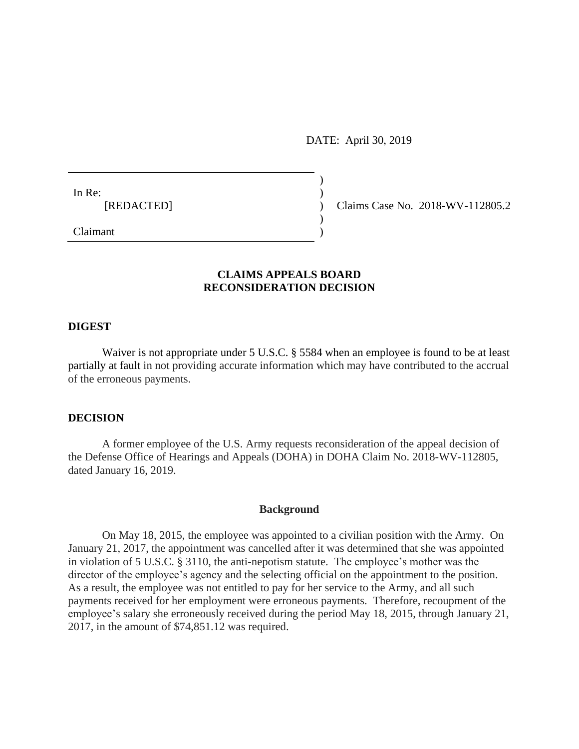DATE: April 30, 2019

| | | |
|---|---|---|
| In Re: [REDACTED] | ) | Claims Case No. 2018-WV-112805.2 |
| Claimant | ) | |

**CLAIMS APPEALS BOARD**
**RECONSIDERATION DECISION**

## DIGEST

Waiver is not appropriate under 5 U.S.C. § 5584 when an employee is found to be at least partially at fault in not providing accurate information which may have contributed to the accrual of the erroneous payments.

## DECISION

A former employee of the U.S. Army requests reconsideration of the appeal decision of the Defense Office of Hearings and Appeals (DOHA) in DOHA Claim No. 2018-WV-112805, dated January 16, 2019.

### Background

On May 18, 2015, the employee was appointed to a civilian position with the Army. On January 21, 2017, the appointment was cancelled after it was determined that she was appointed in violation of 5 U.S.C. § 3110, the anti-nepotism statute. The employee's mother was the director of the employee's agency and the selecting official on the appointment to the position. As a result, the employee was not entitled to pay for her service to the Army, and all such payments received for her employment were erroneous payments. Therefore, recoupment of the employee's salary she erroneously received during the period May 18, 2015, through January 21, 2017, in the amount of $74,851.12 was required.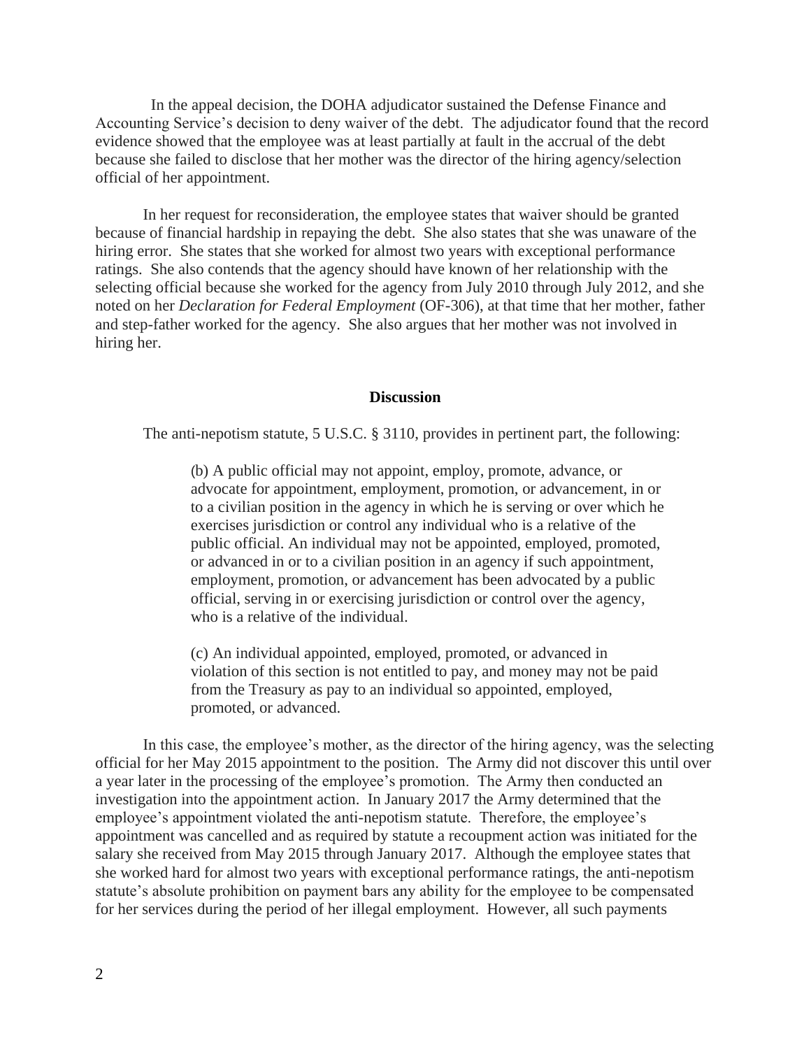In the appeal decision, the DOHA adjudicator sustained the Defense Finance and Accounting Service's decision to deny waiver of the debt. The adjudicator found that the record evidence showed that the employee was at least partially at fault in the accrual of the debt because she failed to disclose that her mother was the director of the hiring agency/selection official of her appointment.

In her request for reconsideration, the employee states that waiver should be granted because of financial hardship in repaying the debt. She also states that she was unaware of the hiring error. She states that she worked for almost two years with exceptional performance ratings. She also contends that the agency should have known of her relationship with the selecting official because she worked for the agency from July 2010 through July 2012, and she noted on her *Declaration for Federal Employment* (OF-306), at that time that her mother, father and step-father worked for the agency. She also argues that her mother was not involved in hiring her.

## Discussion

The anti-nepotism statute, 5 U.S.C. § 3110, provides in pertinent part, the following:

> (b) A public official may not appoint, employ, promote, advance, or advocate for appointment, employment, promotion, or advancement, in or to a civilian position in the agency in which he is serving or over which he exercises jurisdiction or control any individual who is a relative of the public official. An individual may not be appointed, employed, promoted, or advanced in or to a civilian position in an agency if such appointment, employment, promotion, or advancement has been advocated by a public official, serving in or exercising jurisdiction or control over the agency, who is a relative of the individual.
>
> (c) An individual appointed, employed, promoted, or advanced in violation of this section is not entitled to pay, and money may not be paid from the Treasury as pay to an individual so appointed, employed, promoted, or advanced.

In this case, the employee's mother, as the director of the hiring agency, was the selecting official for her May 2015 appointment to the position. The Army did not discover this until over a year later in the processing of the employee's promotion. The Army then conducted an investigation into the appointment action. In January 2017 the Army determined that the employee's appointment violated the anti-nepotism statute. Therefore, the employee's appointment was cancelled and as required by statute a recoupment action was initiated for the salary she received from May 2015 through January 2017. Although the employee states that she worked hard for almost two years with exceptional performance ratings, the anti-nepotism statute's absolute prohibition on payment bars any ability for the employee to be compensated for her services during the period of her illegal employment. However, all such payments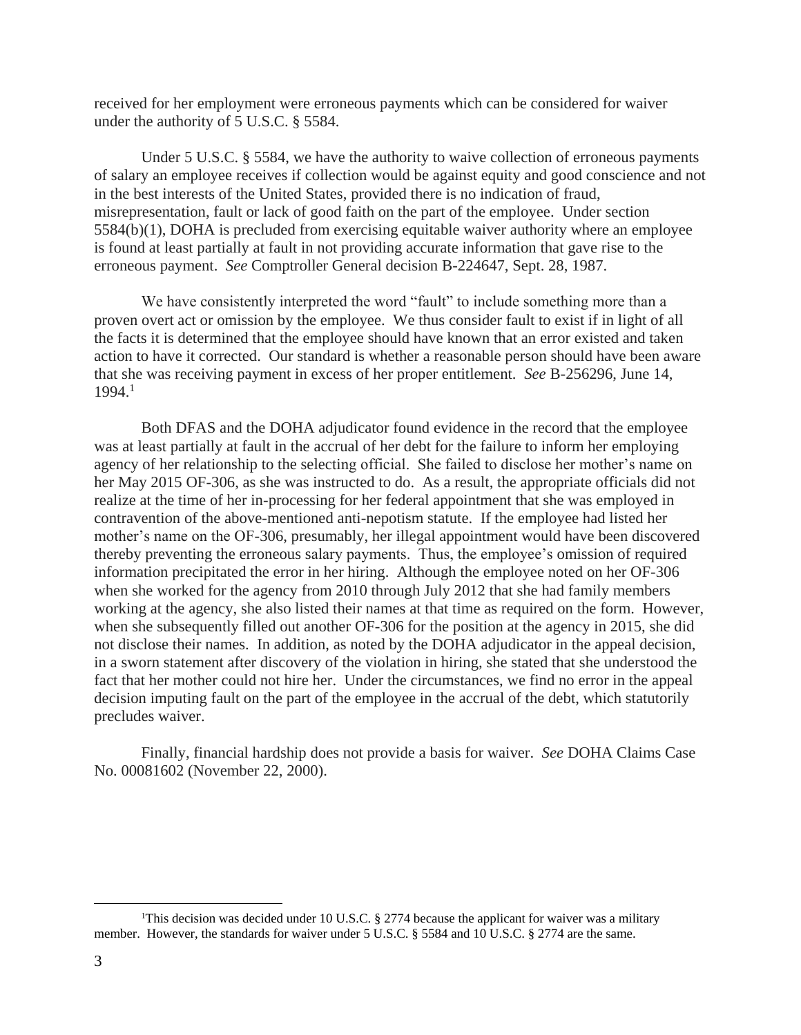received for her employment were erroneous payments which can be considered for waiver under the authority of 5 U.S.C. § 5584.

Under 5 U.S.C. § 5584, we have the authority to waive collection of erroneous payments of salary an employee receives if collection would be against equity and good conscience and not in the best interests of the United States, provided there is no indication of fraud, misrepresentation, fault or lack of good faith on the part of the employee. Under section 5584(b)(1), DOHA is precluded from exercising equitable waiver authority where an employee is found at least partially at fault in not providing accurate information that gave rise to the erroneous payment. *See* Comptroller General decision B-224647, Sept. 28, 1987.

We have consistently interpreted the word "fault" to include something more than a proven overt act or omission by the employee. We thus consider fault to exist if in light of all the facts it is determined that the employee should have known that an error existed and taken action to have it corrected. Our standard is whether a reasonable person should have been aware that she was receiving payment in excess of her proper entitlement. *See* B-256296, June 14, 1994.[1]

Both DFAS and the DOHA adjudicator found evidence in the record that the employee was at least partially at fault in the accrual of her debt for the failure to inform her employing agency of her relationship to the selecting official. She failed to disclose her mother's name on her May 2015 OF-306, as she was instructed to do. As a result, the appropriate officials did not realize at the time of her in-processing for her federal appointment that she was employed in contravention of the above-mentioned anti-nepotism statute. If the employee had listed her mother's name on the OF-306, presumably, her illegal appointment would have been discovered thereby preventing the erroneous salary payments. Thus, the employee's omission of required information precipitated the error in her hiring. Although the employee noted on her OF-306 when she worked for the agency from 2010 through July 2012 that she had family members working at the agency, she also listed their names at that time as required on the form. However, when she subsequently filled out another OF-306 for the position at the agency in 2015, she did not disclose their names. In addition, as noted by the DOHA adjudicator in the appeal decision, in a sworn statement after discovery of the violation in hiring, she stated that she understood the fact that her mother could not hire her. Under the circumstances, we find no error in the appeal decision imputing fault on the part of the employee in the accrual of the debt, which statutorily precludes waiver.

Finally, financial hardship does not provide a basis for waiver. *See* DOHA Claims Case No. 00081602 (November 22, 2000).

---

[1]This decision was decided under 10 U.S.C. § 2774 because the applicant for waiver was a military member. However, the standards for waiver under 5 U.S.C. § 5584 and 10 U.S.C. § 2774 are the same.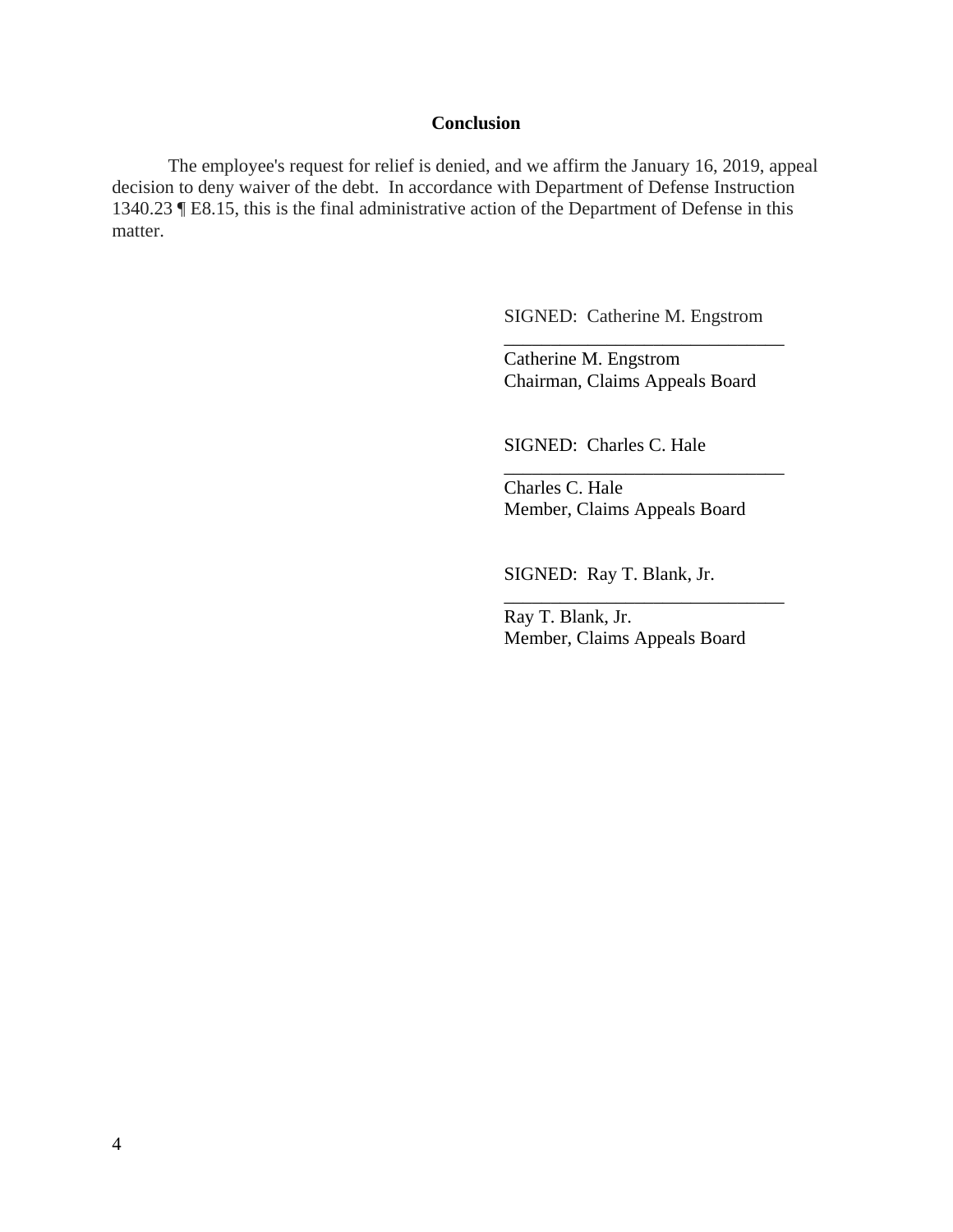## Conclusion

The employee's request for relief is denied, and we affirm the January 16, 2019, appeal decision to deny waiver of the debt. In accordance with Department of Defense Instruction 1340.23 ¶ E8.15, this is the final administrative action of the Department of Defense in this matter.

SIGNED: Catherine M. Engstrom

\_\_\_\_\_\_\_\_\_\_\_\_\_\_\_\_\_\_\_\_\_\_\_\_\_\_\_\_\_\_

Catherine M. Engstrom
Chairman, Claims Appeals Board

SIGNED: Charles C. Hale

\_\_\_\_\_\_\_\_\_\_\_\_\_\_\_\_\_\_\_\_\_\_\_\_\_\_\_\_\_\_

Charles C. Hale
Member, Claims Appeals Board

SIGNED: Ray T. Blank, Jr.

\_\_\_\_\_\_\_\_\_\_\_\_\_\_\_\_\_\_\_\_\_\_\_\_\_\_\_\_\_\_

Ray T. Blank, Jr.
Member, Claims Appeals Board